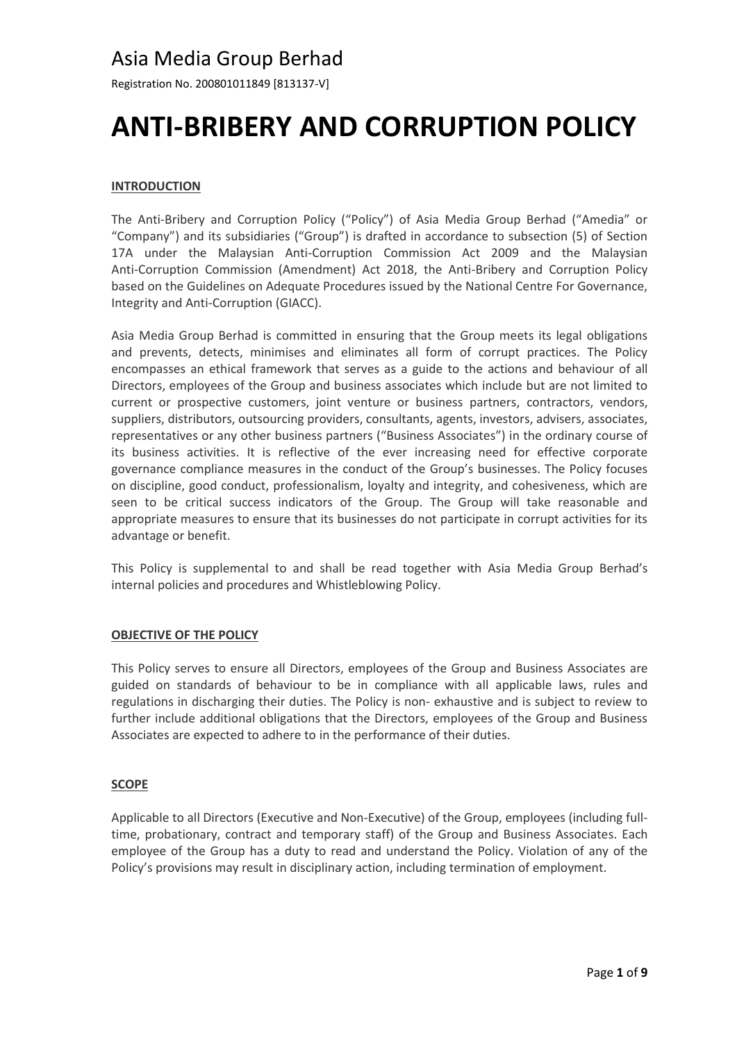# Asia Media Group Berhad

Registration No. 200801011849 [813137-V]

# ANTI-BRIBERY AND CORRUPTION POLICY

## INTRODUCTION

The Anti-Bribery and Corruption Policy ("Policy") of Asia Media Group Berhad ("Amedia" or "Company") and its subsidiaries ("Group") is drafted in accordance to subsection (5) of Section 17A under the Malaysian Anti-Corruption Commission Act 2009 and the Malaysian Anti-Corruption Commission (Amendment) Act 2018, the Anti-Bribery and Corruption Policy based on the Guidelines on Adequate Procedures issued by the National Centre For Governance, Integrity and Anti-Corruption (GIACC).

Asia Media Group Berhad is committed in ensuring that the Group meets its legal obligations and prevents, detects, minimises and eliminates all form of corrupt practices. The Policy encompasses an ethical framework that serves as a guide to the actions and behaviour of all Directors, employees of the Group and business associates which include but are not limited to current or prospective customers, joint venture or business partners, contractors, vendors, suppliers, distributors, outsourcing providers, consultants, agents, investors, advisers, associates, representatives or any other business partners ("Business Associates") in the ordinary course of its business activities. It is reflective of the ever increasing need for effective corporate governance compliance measures in the conduct of the Group's businesses. The Policy focuses on discipline, good conduct, professionalism, loyalty and integrity, and cohesiveness, which are seen to be critical success indicators of the Group. The Group will take reasonable and appropriate measures to ensure that its businesses do not participate in corrupt activities for its advantage or benefit.

This Policy is supplemental to and shall be read together with Asia Media Group Berhad's internal policies and procedures and Whistleblowing Policy.

## OBJECTIVE OF THE POLICY

This Policy serves to ensure all Directors, employees of the Group and Business Associates are guided on standards of behaviour to be in compliance with all applicable laws, rules and regulations in discharging their duties. The Policy is non- exhaustive and is subject to review to further include additional obligations that the Directors, employees of the Group and Business Associates are expected to adhere to in the performance of their duties.

## SCOPE

Applicable to all Directors (Executive and Non-Executive) of the Group, employees (including full-time, probationary, contract and temporary staff) of the Group and Business Associates. Each employee of the Group has a duty to read and understand the Policy. Violation of any of the Policy's provisions may result in disciplinary action, including termination of employment.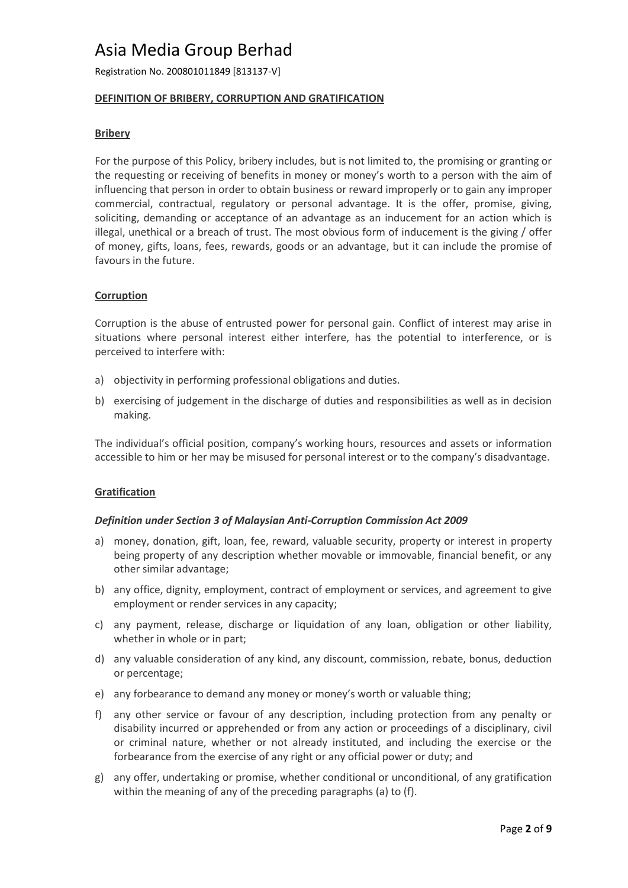## DEFINITION OF BRIBERY, CORRUPTION AND GRATIFICATION

### Bribery

For the purpose of this Policy, bribery includes, but is not limited to, the promising or granting or the requesting or receiving of benefits in money or money's worth to a person with the aim of influencing that person in order to obtain business or reward improperly or to gain any improper commercial, contractual, regulatory or personal advantage. It is the offer, promise, giving, soliciting, demanding or acceptance of an advantage as an inducement for an action which is illegal, unethical or a breach of trust. The most obvious form of inducement is the giving / offer of money, gifts, loans, fees, rewards, goods or an advantage, but it can include the promise of favours in the future.

### Corruption

Corruption is the abuse of entrusted power for personal gain. Conflict of interest may arise in situations where personal interest either interfere, has the potential to interference, or is perceived to interfere with:

a) objectivity in performing professional obligations and duties.

b) exercising of judgement in the discharge of duties and responsibilities as well as in decision making.

The individual's official position, company's working hours, resources and assets or information accessible to him or her may be misused for personal interest or to the company's disadvantage.

### Gratification

***Definition under Section 3 of Malaysian Anti-Corruption Commission Act 2009***

a) money, donation, gift, loan, fee, reward, valuable security, property or interest in property being property of any description whether movable or immovable, financial benefit, or any other similar advantage;

b) any office, dignity, employment, contract of employment or services, and agreement to give employment or render services in any capacity;

c) any payment, release, discharge or liquidation of any loan, obligation or other liability, whether in whole or in part;

d) any valuable consideration of any kind, any discount, commission, rebate, bonus, deduction or percentage;

e) any forbearance to demand any money or money's worth or valuable thing;

f) any other service or favour of any description, including protection from any penalty or disability incurred or apprehended or from any action or proceedings of a disciplinary, civil or criminal nature, whether or not already instituted, and including the exercise or the forbearance from the exercise of any right or any official power or duty; and

g) any offer, undertaking or promise, whether conditional or unconditional, of any gratification within the meaning of any of the preceding paragraphs (a) to (f).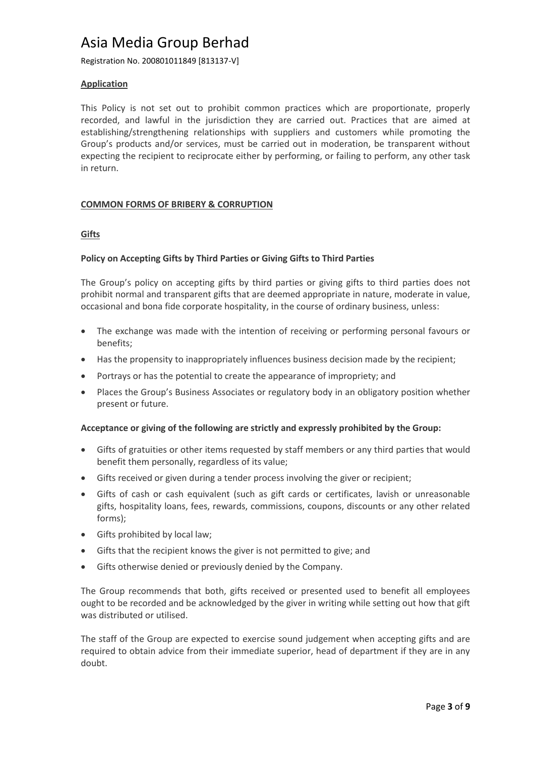## Application

This Policy is not set out to prohibit common practices which are proportionate, properly recorded, and lawful in the jurisdiction they are carried out. Practices that are aimed at establishing/strengthening relationships with suppliers and customers while promoting the Group's products and/or services, must be carried out in moderation, be transparent without expecting the recipient to reciprocate either by performing, or failing to perform, any other task in return.

## COMMON FORMS OF BRIBERY & CORRUPTION

### Gifts

#### Policy on Accepting Gifts by Third Parties or Giving Gifts to Third Parties

The Group's policy on accepting gifts by third parties or giving gifts to third parties does not prohibit normal and transparent gifts that are deemed appropriate in nature, moderate in value, occasional and bona fide corporate hospitality, in the course of ordinary business, unless:

- The exchange was made with the intention of receiving or performing personal favours or benefits;
- Has the propensity to inappropriately influences business decision made by the recipient;
- Portrays or has the potential to create the appearance of impropriety; and
- Places the Group's Business Associates or regulatory body in an obligatory position whether present or future.

**Acceptance or giving of the following are strictly and expressly prohibited by the Group:**

- Gifts of gratuities or other items requested by staff members or any third parties that would benefit them personally, regardless of its value;
- Gifts received or given during a tender process involving the giver or recipient;
- Gifts of cash or cash equivalent (such as gift cards or certificates, lavish or unreasonable gifts, hospitality loans, fees, rewards, commissions, coupons, discounts or any other related forms);
- Gifts prohibited by local law;
- Gifts that the recipient knows the giver is not permitted to give; and
- Gifts otherwise denied or previously denied by the Company.

The Group recommends that both, gifts received or presented used to benefit all employees ought to be recorded and be acknowledged by the giver in writing while setting out how that gift was distributed or utilised.

The staff of the Group are expected to exercise sound judgement when accepting gifts and are required to obtain advice from their immediate superior, head of department if they are in any doubt.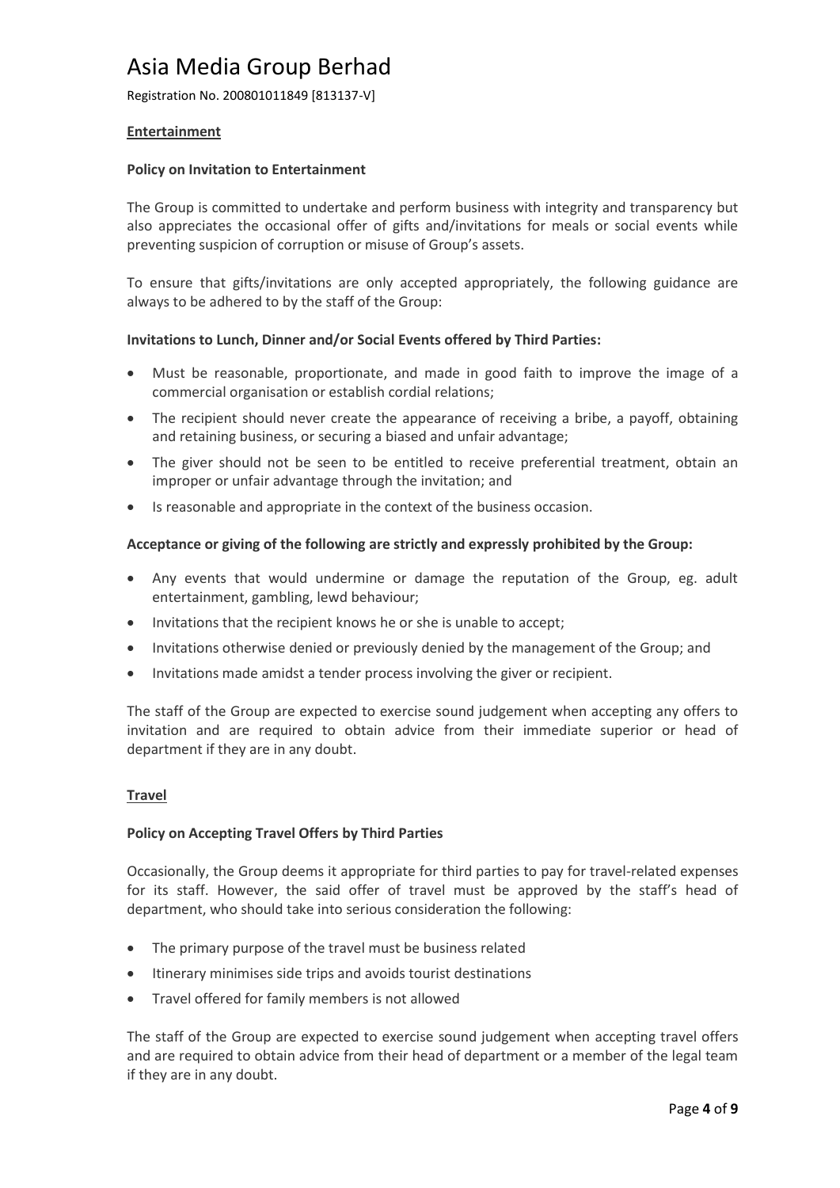## Entertainment

### Policy on Invitation to Entertainment

The Group is committed to undertake and perform business with integrity and transparency but also appreciates the occasional offer of gifts and/invitations for meals or social events while preventing suspicion of corruption or misuse of Group's assets.

To ensure that gifts/invitations are only accepted appropriately, the following guidance are always to be adhered to by the staff of the Group:

**Invitations to Lunch, Dinner and/or Social Events offered by Third Parties:**

- Must be reasonable, proportionate, and made in good faith to improve the image of a commercial organisation or establish cordial relations;
- The recipient should never create the appearance of receiving a bribe, a payoff, obtaining and retaining business, or securing a biased and unfair advantage;
- The giver should not be seen to be entitled to receive preferential treatment, obtain an improper or unfair advantage through the invitation; and
- Is reasonable and appropriate in the context of the business occasion.

**Acceptance or giving of the following are strictly and expressly prohibited by the Group:**

- Any events that would undermine or damage the reputation of the Group, eg. adult entertainment, gambling, lewd behaviour;
- Invitations that the recipient knows he or she is unable to accept;
- Invitations otherwise denied or previously denied by the management of the Group; and
- Invitations made amidst a tender process involving the giver or recipient.

The staff of the Group are expected to exercise sound judgement when accepting any offers to invitation and are required to obtain advice from their immediate superior or head of department if they are in any doubt.

## Travel

### Policy on Accepting Travel Offers by Third Parties

Occasionally, the Group deems it appropriate for third parties to pay for travel-related expenses for its staff. However, the said offer of travel must be approved by the staff's head of department, who should take into serious consideration the following:

- The primary purpose of the travel must be business related
- Itinerary minimises side trips and avoids tourist destinations
- Travel offered for family members is not allowed

The staff of the Group are expected to exercise sound judgement when accepting travel offers and are required to obtain advice from their head of department or a member of the legal team if they are in any doubt.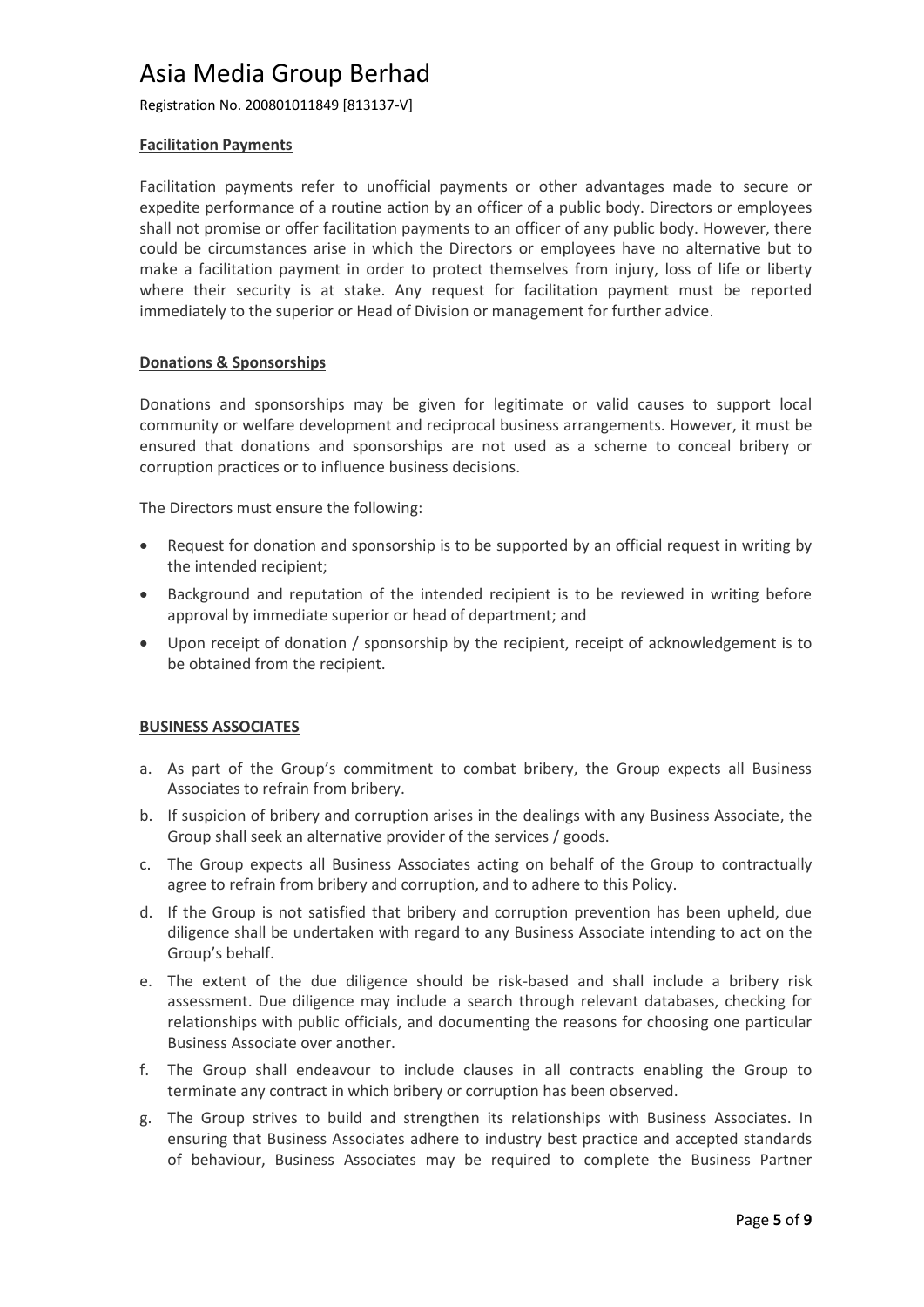**Facilitation Payments**

Facilitation payments refer to unofficial payments or other advantages made to secure or expedite performance of a routine action by an officer of a public body. Directors or employees shall not promise or offer facilitation payments to an officer of any public body. However, there could be circumstances arise in which the Directors or employees have no alternative but to make a facilitation payment in order to protect themselves from injury, loss of life or liberty where their security is at stake. Any request for facilitation payment must be reported immediately to the superior or Head of Division or management for further advice.

**Donations & Sponsorships**

Donations and sponsorships may be given for legitimate or valid causes to support local community or welfare development and reciprocal business arrangements. However, it must be ensured that donations and sponsorships are not used as a scheme to conceal bribery or corruption practices or to influence business decisions.

The Directors must ensure the following:

- Request for donation and sponsorship is to be supported by an official request in writing by the intended recipient;
- Background and reputation of the intended recipient is to be reviewed in writing before approval by immediate superior or head of department; and
- Upon receipt of donation / sponsorship by the recipient, receipt of acknowledgement is to be obtained from the recipient.

**BUSINESS ASSOCIATES**

a. As part of the Group's commitment to combat bribery, the Group expects all Business Associates to refrain from bribery.
b. If suspicion of bribery and corruption arises in the dealings with any Business Associate, the Group shall seek an alternative provider of the services / goods.
c. The Group expects all Business Associates acting on behalf of the Group to contractually agree to refrain from bribery and corruption, and to adhere to this Policy.
d. If the Group is not satisfied that bribery and corruption prevention has been upheld, due diligence shall be undertaken with regard to any Business Associate intending to act on the Group's behalf.
e. The extent of the due diligence should be risk-based and shall include a bribery risk assessment. Due diligence may include a search through relevant databases, checking for relationships with public officials, and documenting the reasons for choosing one particular Business Associate over another.
f. The Group shall endeavour to include clauses in all contracts enabling the Group to terminate any contract in which bribery or corruption has been observed.
g. The Group strives to build and strengthen its relationships with Business Associates. In ensuring that Business Associates adhere to industry best practice and accepted standards of behaviour, Business Associates may be required to complete the Business Partner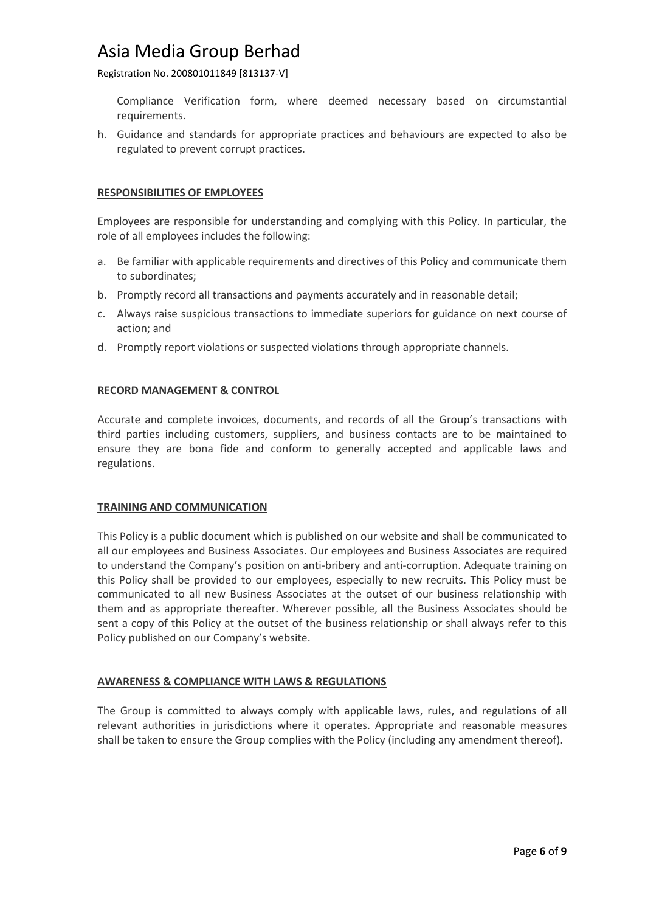Compliance Verification form, where deemed necessary based on circumstantial requirements.

h. Guidance and standards for appropriate practices and behaviours are expected to also be regulated to prevent corrupt practices.

## RESPONSIBILITIES OF EMPLOYEES

Employees are responsible for understanding and complying with this Policy. In particular, the role of all employees includes the following:

a. Be familiar with applicable requirements and directives of this Policy and communicate them to subordinates;
b. Promptly record all transactions and payments accurately and in reasonable detail;
c. Always raise suspicious transactions to immediate superiors for guidance on next course of action; and
d. Promptly report violations or suspected violations through appropriate channels.

## RECORD MANAGEMENT & CONTROL

Accurate and complete invoices, documents, and records of all the Group's transactions with third parties including customers, suppliers, and business contacts are to be maintained to ensure they are bona fide and conform to generally accepted and applicable laws and regulations.

## TRAINING AND COMMUNICATION

This Policy is a public document which is published on our website and shall be communicated to all our employees and Business Associates. Our employees and Business Associates are required to understand the Company's position on anti-bribery and anti-corruption. Adequate training on this Policy shall be provided to our employees, especially to new recruits. This Policy must be communicated to all new Business Associates at the outset of our business relationship with them and as appropriate thereafter. Wherever possible, all the Business Associates should be sent a copy of this Policy at the outset of the business relationship or shall always refer to this Policy published on our Company's website.

## AWARENESS & COMPLIANCE WITH LAWS & REGULATIONS

The Group is committed to always comply with applicable laws, rules, and regulations of all relevant authorities in jurisdictions where it operates. Appropriate and reasonable measures shall be taken to ensure the Group complies with the Policy (including any amendment thereof).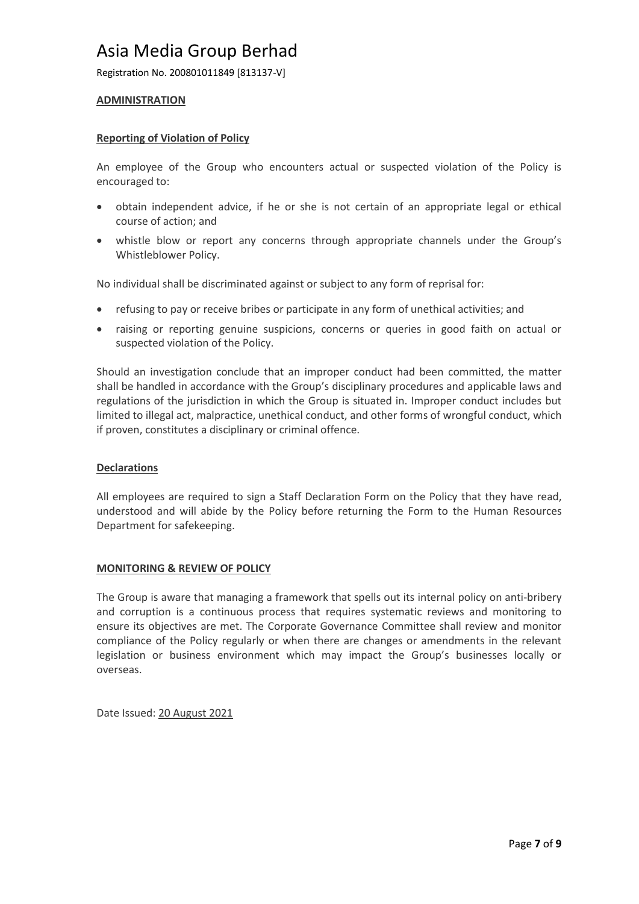## ADMINISTRATION

### Reporting of Violation of Policy

An employee of the Group who encounters actual or suspected violation of the Policy is encouraged to:

- obtain independent advice, if he or she is not certain of an appropriate legal or ethical course of action; and
- whistle blow or report any concerns through appropriate channels under the Group's Whistleblower Policy.

No individual shall be discriminated against or subject to any form of reprisal for:

- refusing to pay or receive bribes or participate in any form of unethical activities; and
- raising or reporting genuine suspicions, concerns or queries in good faith on actual or suspected violation of the Policy.

Should an investigation conclude that an improper conduct had been committed, the matter shall be handled in accordance with the Group's disciplinary procedures and applicable laws and regulations of the jurisdiction in which the Group is situated in. Improper conduct includes but limited to illegal act, malpractice, unethical conduct, and other forms of wrongful conduct, which if proven, constitutes a disciplinary or criminal offence.

### Declarations

All employees are required to sign a Staff Declaration Form on the Policy that they have read, understood and will abide by the Policy before returning the Form to the Human Resources Department for safekeeping.

## MONITORING & REVIEW OF POLICY

The Group is aware that managing a framework that spells out its internal policy on anti-bribery and corruption is a continuous process that requires systematic reviews and monitoring to ensure its objectives are met. The Corporate Governance Committee shall review and monitor compliance of the Policy regularly or when there are changes or amendments in the relevant legislation or business environment which may impact the Group's businesses locally or overseas.

Date Issued: 20 August 2021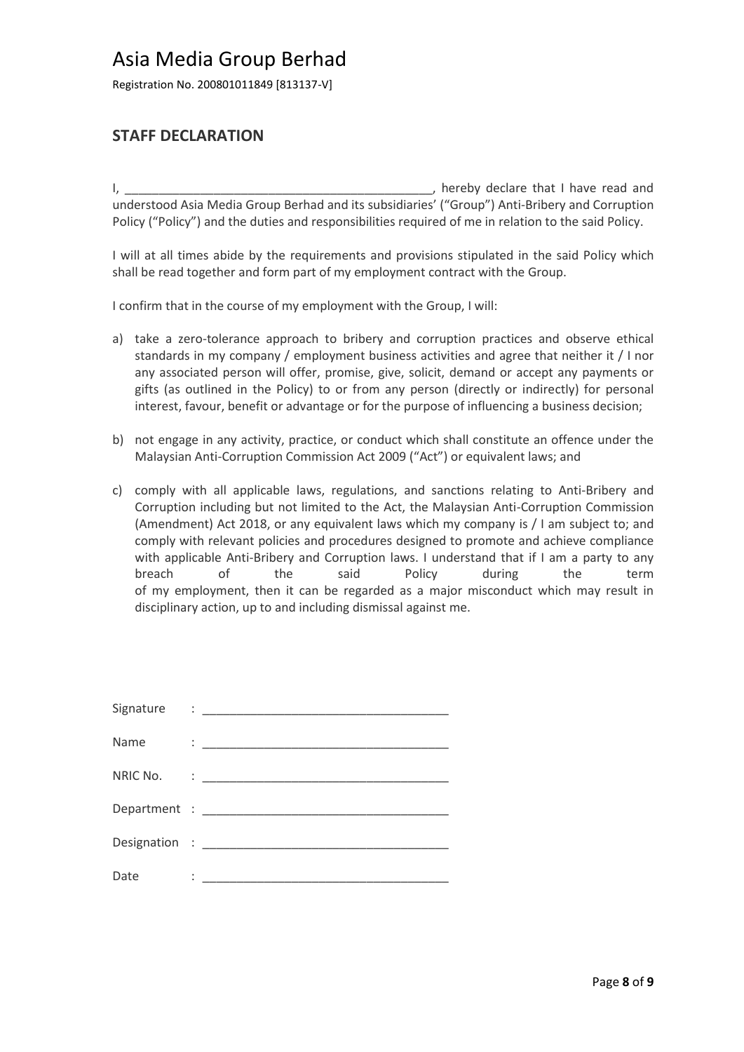# Asia Media Group Berhad

Registration No. 200801011849 [813137-V]

## STAFF DECLARATION

I, _______________________________________________, hereby declare that I have read and understood Asia Media Group Berhad and its subsidiaries' ("Group") Anti-Bribery and Corruption Policy ("Policy") and the duties and responsibilities required of me in relation to the said Policy.

I will at all times abide by the requirements and provisions stipulated in the said Policy which shall be read together and form part of my employment contract with the Group.

I confirm that in the course of my employment with the Group, I will:

a) take a zero-tolerance approach to bribery and corruption practices and observe ethical standards in my company / employment business activities and agree that neither it / I nor any associated person will offer, promise, give, solicit, demand or accept any payments or gifts (as outlined in the Policy) to or from any person (directly or indirectly) for personal interest, favour, benefit or advantage or for the purpose of influencing a business decision;

b) not engage in any activity, practice, or conduct which shall constitute an offence under the Malaysian Anti-Corruption Commission Act 2009 ("Act") or equivalent laws; and

c) comply with all applicable laws, regulations, and sanctions relating to Anti-Bribery and Corruption including but not limited to the Act, the Malaysian Anti-Corruption Commission (Amendment) Act 2018, or any equivalent laws which my company is / I am subject to; and comply with relevant policies and procedures designed to promote and achieve compliance with applicable Anti-Bribery and Corruption laws. I understand that if I am a party to any breach of the said Policy during the term of my employment, then it can be regarded as a major misconduct which may result in disciplinary action, up to and including dismissal against me.

Signature : ____________________________________

Name : ____________________________________

NRIC No. : ____________________________________

Department : ____________________________________

Designation : ____________________________________

Date : ____________________________________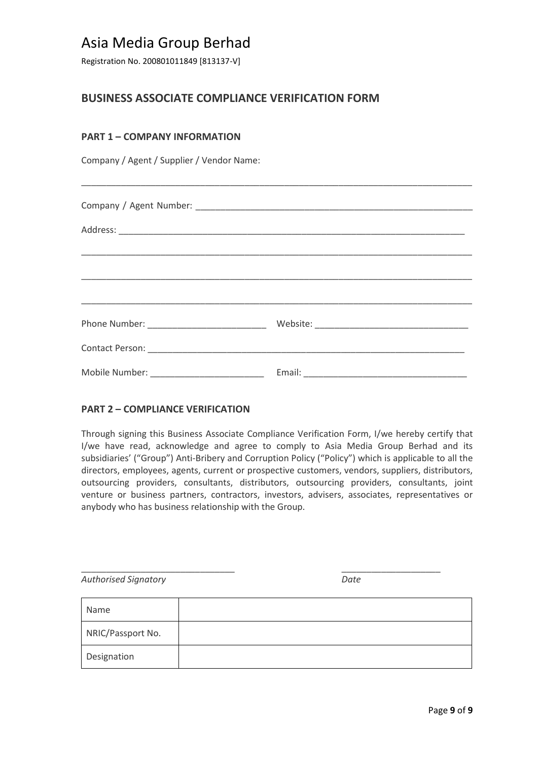# Asia Media Group Berhad

Registration No. 200801011849 [813137-V]

## BUSINESS ASSOCIATE COMPLIANCE VERIFICATION FORM

### PART 1 – COMPANY INFORMATION

Company / Agent / Supplier / Vendor Name:

______________________________________________________________________________

Company / Agent Number: ____________________________________________________

Address: _________________________________________________________________

______________________________________________________________________________

______________________________________________________________________________

______________________________________________________________________________

Phone Number: ________________________ Website: _______________________________

Contact Person: ____________________________________________________________

Mobile Number: _______________________ Email: _________________________________

### PART 2 – COMPLIANCE VERIFICATION

Through signing this Business Associate Compliance Verification Form, I/we hereby certify that I/we have read, acknowledge and agree to comply to Asia Media Group Berhad and its subsidiaries' ("Group") Anti-Bribery and Corruption Policy ("Policy") which is applicable to all the directors, employees, agents, current or prospective customers, vendors, suppliers, distributors, outsourcing providers, consultants, distributors, outsourcing providers, consultants, joint venture or business partners, contractors, investors, advisers, associates, representatives or anybody who has business relationship with the Group.

_______________________________ ____________________

*Authorised Signatory* *Date*

| | |
|---|---|
| Name | |
| NRIC/Passport No. | |
| Designation | |